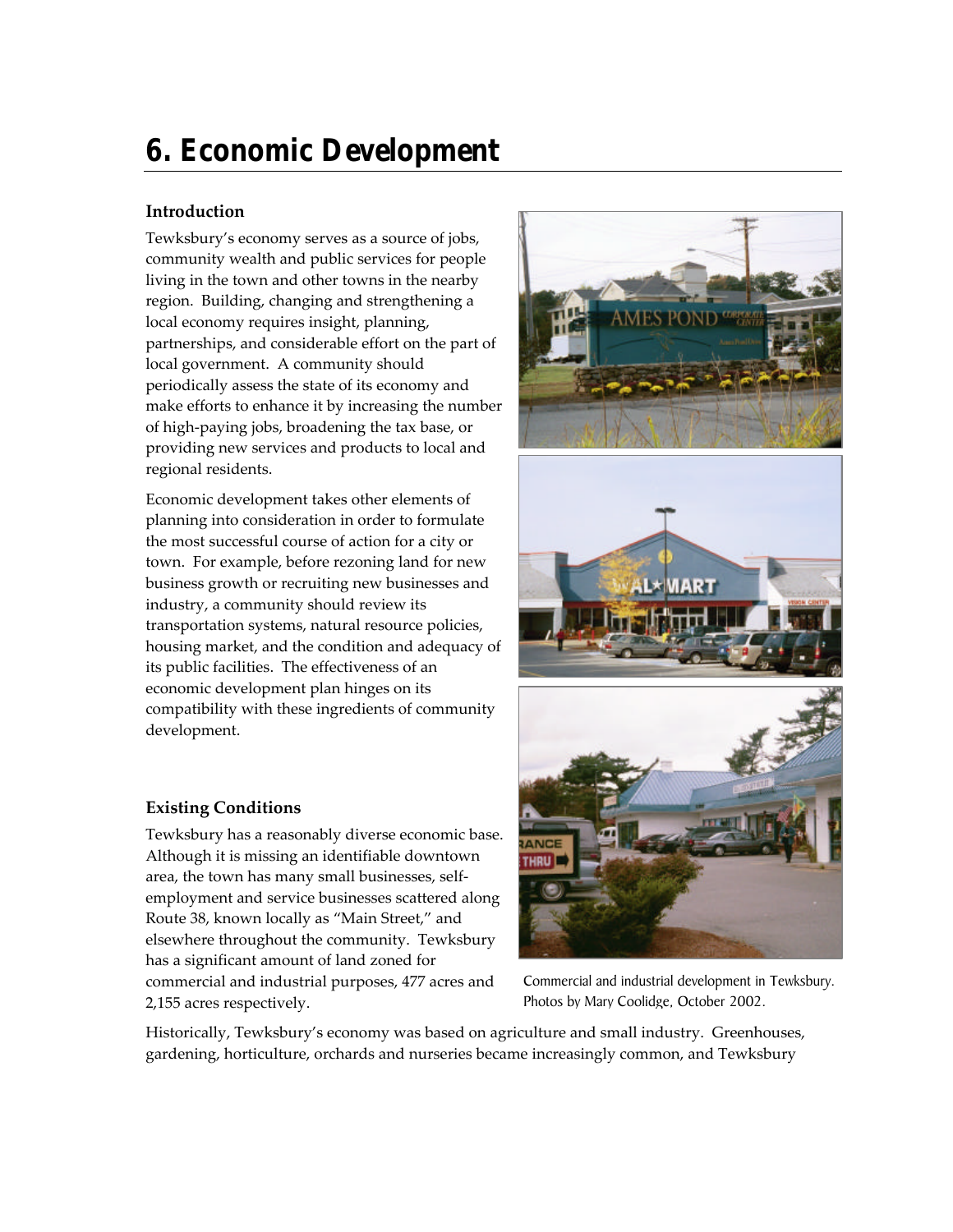# 6. Economic Development

## Introduction

Tewksbury's economy serves as a source of jobs, community wealth and public services for people living in the town and other towns in the nearby region. Building, changing and strengthening a local economy requires insight, planning, partnerships, and considerable effort on the part of local government. A community should periodically assess the state of its economy and make efforts to enhance it by increasing the number of high-paying jobs, broadening the tax base, or providing new services and products to local and regional residents.

Economic development takes other elements of planning into consideration in order to formulate the most successful course of action for a city or town. For example, before rezoning land for new business growth or recruiting new businesses and industry, a community should review its transportation systems, natural resource policies, housing market, and the condition and adequacy of its public facilities. The effectiveness of an economic development plan hinges on its compatibility with these ingredients of community development.

Commercial and industrial development in Tewksbury. Photos by Mary Coolidge, October 2002.

## Existing Conditions

Tewksbury has a reasonably diverse economic base. Although it is missing an identifiable downtown area, the town has many small businesses, self-employment and service businesses scattered along Route 38, known locally as "Main Street," and elsewhere throughout the community. Tewksbury has a significant amount of land zoned for commercial and industrial purposes, 477 acres and 2,155 acres respectively.

Historically, Tewksbury's economy was based on agriculture and small industry. Greenhouses, gardening, horticulture, orchards and nurseries became increasingly common, and Tewksbury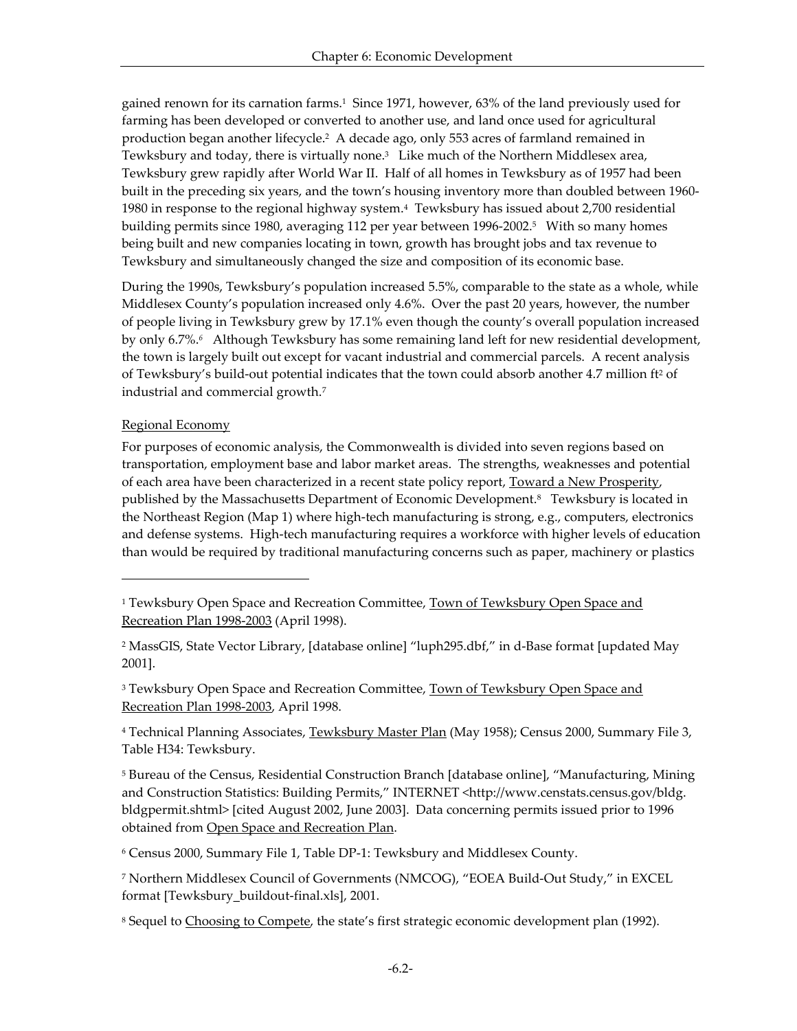gained renown for its carnation farms.[1] Since 1971, however, 63% of the land previously used for farming has been developed or converted to another use, and land once used for agricultural production began another lifecycle.[2] A decade ago, only 553 acres of farmland remained in Tewksbury and today, there is virtually none.[3] Like much of the Northern Middlesex area, Tewksbury grew rapidly after World War II. Half of all homes in Tewksbury as of 1957 had been built in the preceding six years, and the town's housing inventory more than doubled between 1960-1980 in response to the regional highway system.[4] Tewksbury has issued about 2,700 residential building permits since 1980, averaging 112 per year between 1996-2002.[5] With so many homes being built and new companies locating in town, growth has brought jobs and tax revenue to Tewksbury and simultaneously changed the size and composition of its economic base.

During the 1990s, Tewksbury's population increased 5.5%, comparable to the state as a whole, while Middlesex County's population increased only 4.6%. Over the past 20 years, however, the number of people living in Tewksbury grew by 17.1% even though the county's overall population increased by only 6.7%.[6] Although Tewksbury has some remaining land left for new residential development, the town is largely built out except for vacant industrial and commercial parcels. A recent analysis of Tewksbury's build-out potential indicates that the town could absorb another 4.7 million $ft^2$ of industrial and commercial growth.[7]

Regional Economy

For purposes of economic analysis, the Commonwealth is divided into seven regions based on transportation, employment base and labor market areas. The strengths, weaknesses and potential of each area have been characterized in a recent state policy report, Toward a New Prosperity, published by the Massachusetts Department of Economic Development.[8] Tewksbury is located in the Northeast Region (Map 1) where high-tech manufacturing is strong, e.g., computers, electronics and defense systems. High-tech manufacturing requires a workforce with higher levels of education than would be required by traditional manufacturing concerns such as paper, machinery or plastics

---

[1] Tewksbury Open Space and Recreation Committee, Town of Tewksbury Open Space and Recreation Plan 1998-2003 (April 1998).

[2] MassGIS, State Vector Library, [database online] "luph295.dbf," in d-Base format [updated May 2001].

[3] Tewksbury Open Space and Recreation Committee, Town of Tewksbury Open Space and Recreation Plan 1998-2003, April 1998.

[4] Technical Planning Associates, Tewksbury Master Plan (May 1958); Census 2000, Summary File 3, Table H34: Tewksbury.

[5] Bureau of the Census, Residential Construction Branch [database online], "Manufacturing, Mining and Construction Statistics: Building Permits," INTERNET <http://www.censtats.census.gov/bldg. bldgpermit.shtml> [cited August 2002, June 2003]. Data concerning permits issued prior to 1996 obtained from Open Space and Recreation Plan.

[6] Census 2000, Summary File 1, Table DP-1: Tewksbury and Middlesex County.

[7] Northern Middlesex Council of Governments (NMCOG), "EOEA Build-Out Study," in EXCEL format [Tewksbury_buildout-final.xls], 2001.

[8] Sequel to Choosing to Compete, the state's first strategic economic development plan (1992).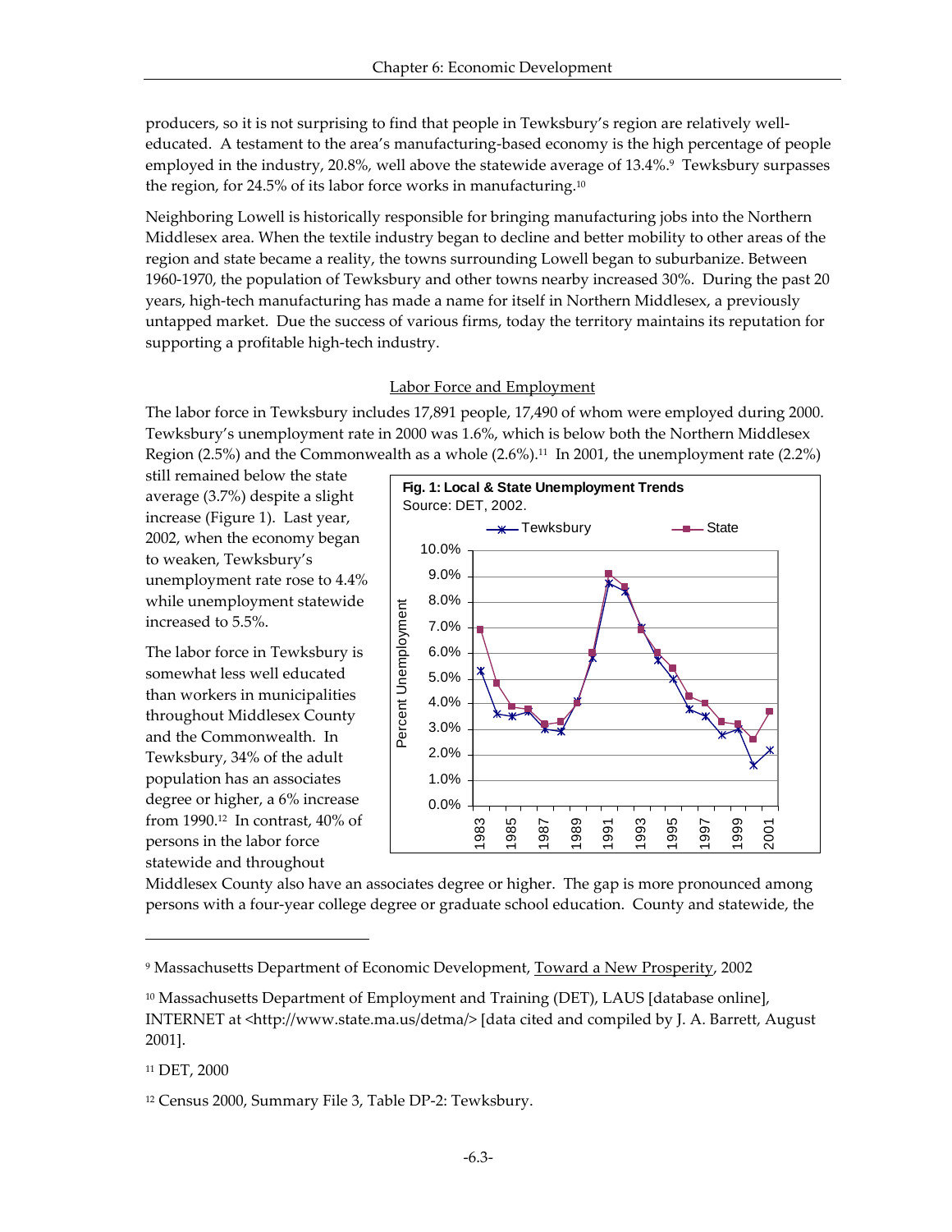producers, so it is not surprising to find that people in Tewksbury's region are relatively well-educated. A testament to the area's manufacturing-based economy is the high percentage of people employed in the industry, 20.8%, well above the statewide average of 13.4%.[9] Tewksbury surpasses the region, for 24.5% of its labor force works in manufacturing.[10]

Neighboring Lowell is historically responsible for bringing manufacturing jobs into the Northern Middlesex area. When the textile industry began to decline and better mobility to other areas of the region and state became a reality, the towns surrounding Lowell began to suburbanize. Between 1960-1970, the population of Tewksbury and other towns nearby increased 30%. During the past 20 years, high-tech manufacturing has made a name for itself in Northern Middlesex, a previously untapped market. Due the success of various firms, today the territory maintains its reputation for supporting a profitable high-tech industry.

## Labor Force and Employment

The labor force in Tewksbury includes 17,891 people, 17,490 of whom were employed during 2000. Tewksbury's unemployment rate in 2000 was 1.6%, which is below both the Northern Middlesex Region (2.5%) and the Commonwealth as a whole (2.6%).[11] In 2001, the unemployment rate (2.2%) still remained below the state average (3.7%) despite a slight increase (Figure 1). Last year, 2002, when the economy began to weaken, Tewksbury's unemployment rate rose to 4.4% while unemployment statewide increased to 5.5%.

**Fig. 1: Local & State Unemployment Trends**
Source: DET, 2002.

The labor force in Tewksbury is somewhat less well educated than workers in municipalities throughout Middlesex County and the Commonwealth. In Tewksbury, 34% of the adult population has an associates degree or higher, a 6% increase from 1990.[12] In contrast, 40% of persons in the labor force statewide and throughout Middlesex County also have an associates degree or higher. The gap is more pronounced among persons with a four-year college degree or graduate school education. County and statewide, the

---

[9] Massachusetts Department of Economic Development, Toward a New Prosperity, 2002

[10] Massachusetts Department of Employment and Training (DET), LAUS [database online], INTERNET at <http://www.state.ma.us/detma/> [data cited and compiled by J. A. Barrett, August 2001].

[11] DET, 2000

[12] Census 2000, Summary File 3, Table DP-2: Tewksbury.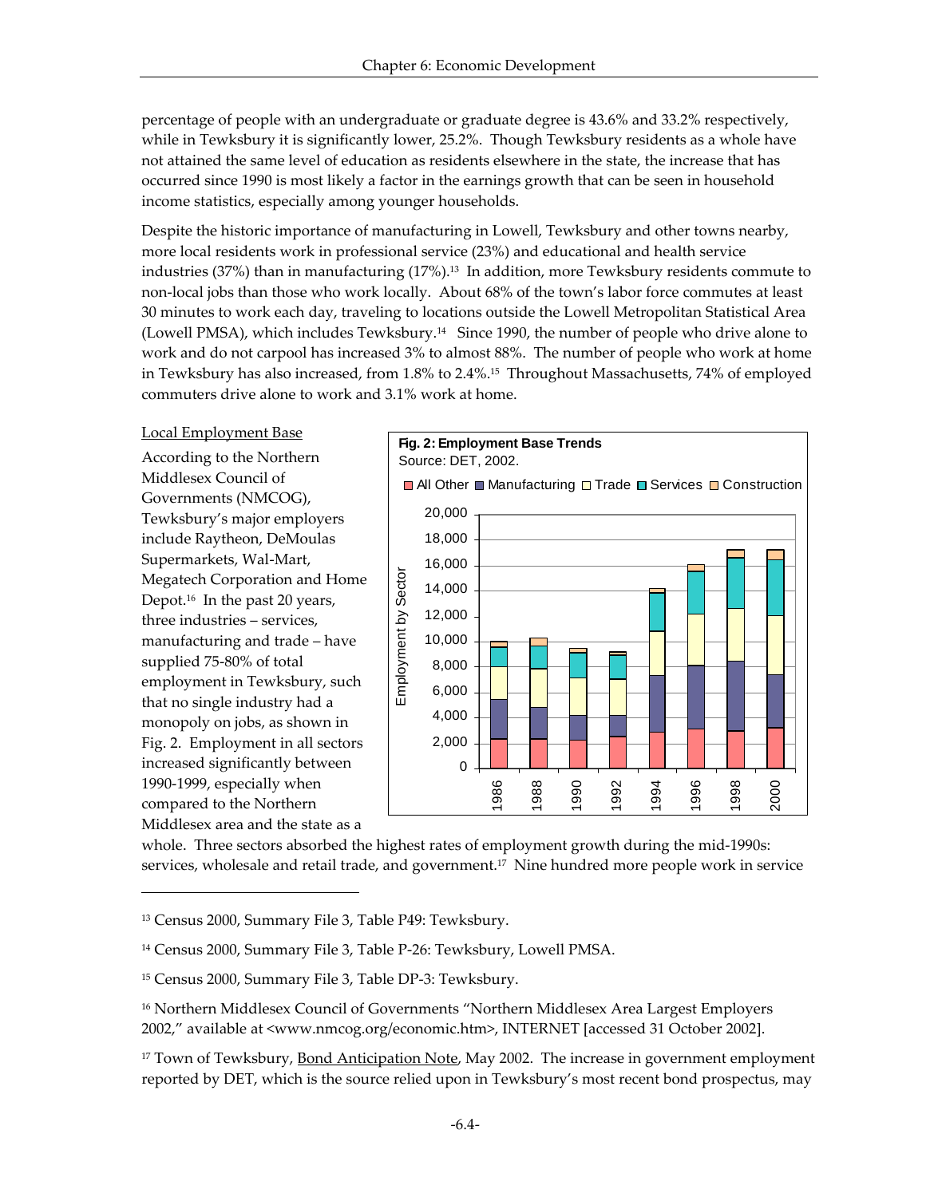percentage of people with an undergraduate or graduate degree is 43.6% and 33.2% respectively, while in Tewksbury it is significantly lower, 25.2%. Though Tewksbury residents as a whole have not attained the same level of education as residents elsewhere in the state, the increase that has occurred since 1990 is most likely a factor in the earnings growth that can be seen in household income statistics, especially among younger households.

Despite the historic importance of manufacturing in Lowell, Tewksbury and other towns nearby, more local residents work in professional service (23%) and educational and health service industries (37%) than in manufacturing (17%).[13] In addition, more Tewksbury residents commute to non-local jobs than those who work locally. About 68% of the town's labor force commutes at least 30 minutes to work each day, traveling to locations outside the Lowell Metropolitan Statistical Area (Lowell PMSA), which includes Tewksbury.[14] Since 1990, the number of people who drive alone to work and do not carpool has increased 3% to almost 88%. The number of people who work at home in Tewksbury has also increased, from 1.8% to 2.4%.[15] Throughout Massachusetts, 74% of employed commuters drive alone to work and 3.1% work at home.

Local Employment Base

According to the Northern Middlesex Council of Governments (NMCOG), Tewksbury's major employers include Raytheon, DeMoulas Supermarkets, Wal-Mart, Megatech Corporation and Home Depot.[16] In the past 20 years, three industries – services, manufacturing and trade – have supplied 75-80% of total employment in Tewksbury, such that no single industry had a monopoly on jobs, as shown in Fig. 2. Employment in all sectors increased significantly between 1990-1999, especially when compared to the Northern Middlesex area and the state as a whole. Three sectors absorbed the highest rates of employment growth during the mid-1990s: services, wholesale and retail trade, and government.[17] Nine hundred more people work in service

**Fig. 2: Employment Base Trends**
Source: DET, 2002.

---

[13] Census 2000, Summary File 3, Table P49: Tewksbury.

[14] Census 2000, Summary File 3, Table P-26: Tewksbury, Lowell PMSA.

[15] Census 2000, Summary File 3, Table DP-3: Tewksbury.

[16] Northern Middlesex Council of Governments "Northern Middlesex Area Largest Employers 2002," available at <www.nmcog.org/economic.htm>, INTERNET [accessed 31 October 2002].

[17] Town of Tewksbury, Bond Anticipation Note, May 2002. The increase in government employment reported by DET, which is the source relied upon in Tewksbury's most recent bond prospectus, may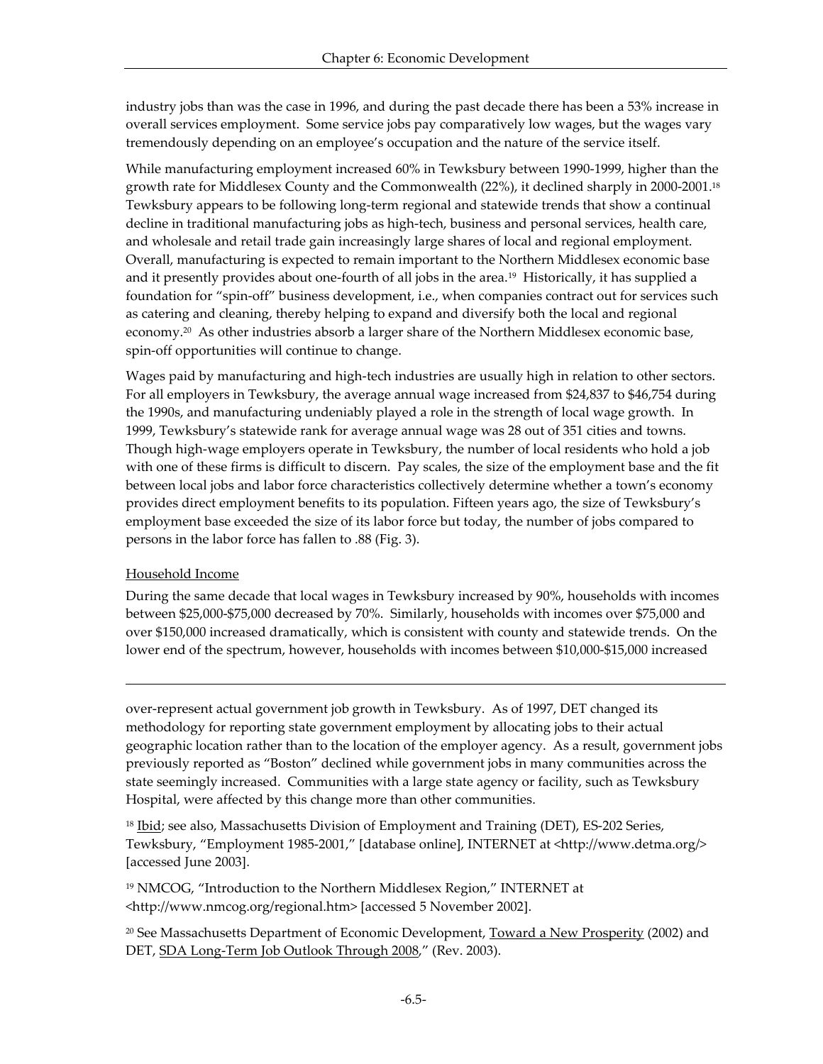industry jobs than was the case in 1996, and during the past decade there has been a 53% increase in overall services employment. Some service jobs pay comparatively low wages, but the wages vary tremendously depending on an employee's occupation and the nature of the service itself.

While manufacturing employment increased 60% in Tewksbury between 1990-1999, higher than the growth rate for Middlesex County and the Commonwealth (22%), it declined sharply in 2000-2001.[18] Tewksbury appears to be following long-term regional and statewide trends that show a continual decline in traditional manufacturing jobs as high-tech, business and personal services, health care, and wholesale and retail trade gain increasingly large shares of local and regional employment. Overall, manufacturing is expected to remain important to the Northern Middlesex economic base and it presently provides about one-fourth of all jobs in the area.[19] Historically, it has supplied a foundation for "spin-off" business development, i.e., when companies contract out for services such as catering and cleaning, thereby helping to expand and diversify both the local and regional economy.[20] As other industries absorb a larger share of the Northern Middlesex economic base, spin-off opportunities will continue to change.

Wages paid by manufacturing and high-tech industries are usually high in relation to other sectors. For all employers in Tewksbury, the average annual wage increased from $24,837 to $46,754 during the 1990s, and manufacturing undeniably played a role in the strength of local wage growth. In 1999, Tewksbury's statewide rank for average annual wage was 28 out of 351 cities and towns. Though high-wage employers operate in Tewksbury, the number of local residents who hold a job with one of these firms is difficult to discern. Pay scales, the size of the employment base and the fit between local jobs and labor force characteristics collectively determine whether a town's economy provides direct employment benefits to its population. Fifteen years ago, the size of Tewksbury's employment base exceeded the size of its labor force but today, the number of jobs compared to persons in the labor force has fallen to .88 (Fig. 3).

### Household Income

During the same decade that local wages in Tewksbury increased by 90%, households with incomes between $25,000-$75,000 decreased by 70%. Similarly, households with incomes over $75,000 and over $150,000 increased dramatically, which is consistent with county and statewide trends. On the lower end of the spectrum, however, households with incomes between $10,000-$15,000 increased

---

over-represent actual government job growth in Tewksbury. As of 1997, DET changed its methodology for reporting state government employment by allocating jobs to their actual geographic location rather than to the location of the employer agency. As a result, government jobs previously reported as "Boston" declined while government jobs in many communities across the state seemingly increased. Communities with a large state agency or facility, such as Tewksbury Hospital, were affected by this change more than other communities.

[18] Ibid; see also, Massachusetts Division of Employment and Training (DET), ES-202 Series, Tewksbury, "Employment 1985-2001," [database online], INTERNET at <http://www.detma.org/> [accessed June 2003].

[19] NMCOG, "Introduction to the Northern Middlesex Region," INTERNET at <http://www.nmcog.org/regional.htm> [accessed 5 November 2002].

[20] See Massachusetts Department of Economic Development, Toward a New Prosperity (2002) and DET, SDA Long-Term Job Outlook Through 2008," (Rev. 2003).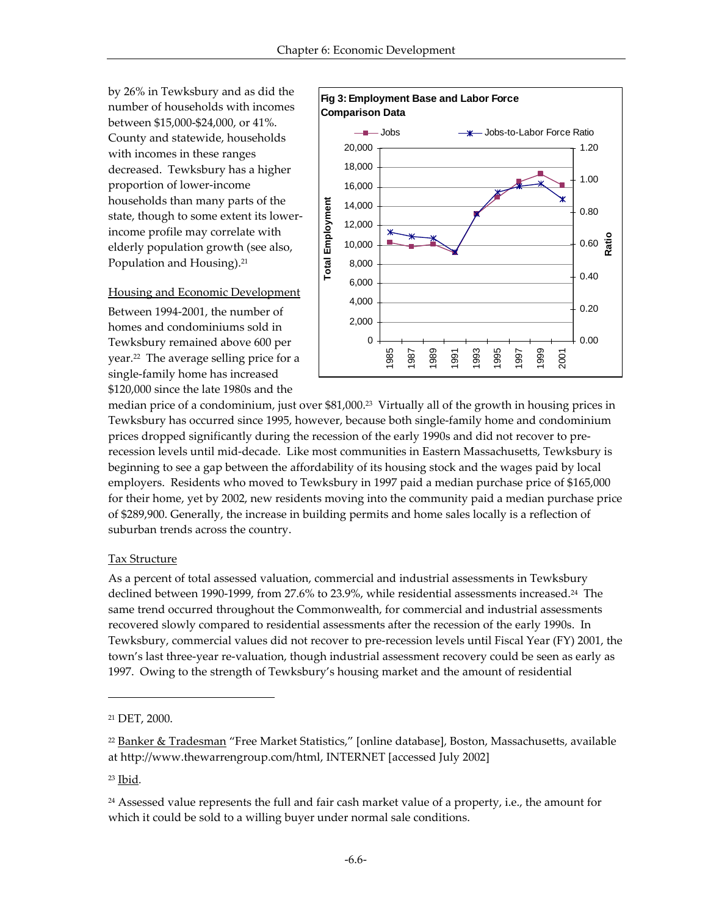by 26% in Tewksbury and as did the number of households with incomes between $15,000-$24,000, or 41%. County and statewide, households with incomes in these ranges decreased. Tewksbury has a higher proportion of lower-income households than many parts of the state, though to some extent its lower-income profile may correlate with elderly population growth (see also, Population and Housing).[21]

Fig 3: Employment Base and Labor Force Comparison Data

Housing and Economic Development

Between 1994-2001, the number of homes and condominiums sold in Tewksbury remained above 600 per year.[22] The average selling price for a single-family home has increased $120,000 since the late 1980s and the median price of a condominium, just over $81,000.[23] Virtually all of the growth in housing prices in Tewksbury has occurred since 1995, however, because both single-family home and condominium prices dropped significantly during the recession of the early 1990s and did not recover to pre-recession levels until mid-decade. Like most communities in Eastern Massachusetts, Tewksbury is beginning to see a gap between the affordability of its housing stock and the wages paid by local employers. Residents who moved to Tewksbury in 1997 paid a median purchase price of $165,000 for their home, yet by 2002, new residents moving into the community paid a median purchase price of $289,900. Generally, the increase in building permits and home sales locally is a reflection of suburban trends across the country.

Tax Structure

As a percent of total assessed valuation, commercial and industrial assessments in Tewksbury declined between 1990-1999, from 27.6% to 23.9%, while residential assessments increased.[24] The same trend occurred throughout the Commonwealth, for commercial and industrial assessments recovered slowly compared to residential assessments after the recession of the early 1990s. In Tewksbury, commercial values did not recover to pre-recession levels until Fiscal Year (FY) 2001, the town's last three-year re-valuation, though industrial assessment recovery could be seen as early as 1997. Owing to the strength of Tewksbury's housing market and the amount of residential

---

[21] DET, 2000.

[22] Banker & Tradesman "Free Market Statistics," [online database], Boston, Massachusetts, available at http://www.thewarrengroup.com/html, INTERNET [accessed July 2002]

[23] Ibid.

[24] Assessed value represents the full and fair cash market value of a property, i.e., the amount for which it could be sold to a willing buyer under normal sale conditions.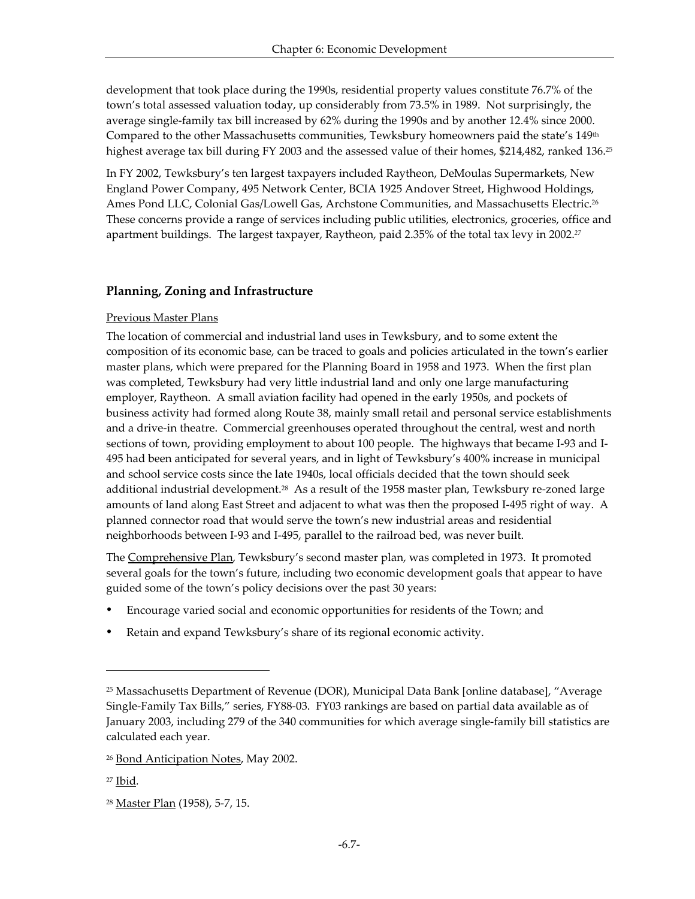development that took place during the 1990s, residential property values constitute 76.7% of the town's total assessed valuation today, up considerably from 73.5% in 1989. Not surprisingly, the average single-family tax bill increased by 62% during the 1990s and by another 12.4% since 2000. Compared to the other Massachusetts communities, Tewksbury homeowners paid the state's 149th highest average tax bill during FY 2003 and the assessed value of their homes, $214,482, ranked 136.[25]

In FY 2002, Tewksbury's ten largest taxpayers included Raytheon, DeMoulas Supermarkets, New England Power Company, 495 Network Center, BCIA 1925 Andover Street, Highwood Holdings, Ames Pond LLC, Colonial Gas/Lowell Gas, Archstone Communities, and Massachusetts Electric.[26] These concerns provide a range of services including public utilities, electronics, groceries, office and apartment buildings. The largest taxpayer, Raytheon, paid 2.35% of the total tax levy in 2002.[27]

## Planning, Zoning and Infrastructure

### Previous Master Plans

The location of commercial and industrial land uses in Tewksbury, and to some extent the composition of its economic base, can be traced to goals and policies articulated in the town's earlier master plans, which were prepared for the Planning Board in 1958 and 1973. When the first plan was completed, Tewksbury had very little industrial land and only one large manufacturing employer, Raytheon. A small aviation facility had opened in the early 1950s, and pockets of business activity had formed along Route 38, mainly small retail and personal service establishments and a drive-in theatre. Commercial greenhouses operated throughout the central, west and north sections of town, providing employment to about 100 people. The highways that became I-93 and I-495 had been anticipated for several years, and in light of Tewksbury's 400% increase in municipal and school service costs since the late 1940s, local officials decided that the town should seek additional industrial development.[28] As a result of the 1958 master plan, Tewksbury re-zoned large amounts of land along East Street and adjacent to what was then the proposed I-495 right of way. A planned connector road that would serve the town's new industrial areas and residential neighborhoods between I-93 and I-495, parallel to the railroad bed, was never built.

The Comprehensive Plan, Tewksbury's second master plan, was completed in 1973. It promoted several goals for the town's future, including two economic development goals that appear to have guided some of the town's policy decisions over the past 30 years:

- Encourage varied social and economic opportunities for residents of the Town; and
- Retain and expand Tewksbury's share of its regional economic activity.

---

[25] Massachusetts Department of Revenue (DOR), Municipal Data Bank [online database], "Average Single-Family Tax Bills," series, FY88-03. FY03 rankings are based on partial data available as of January 2003, including 279 of the 340 communities for which average single-family bill statistics are calculated each year.

[26] Bond Anticipation Notes, May 2002.

[27] Ibid.

[28] Master Plan (1958), 5-7, 15.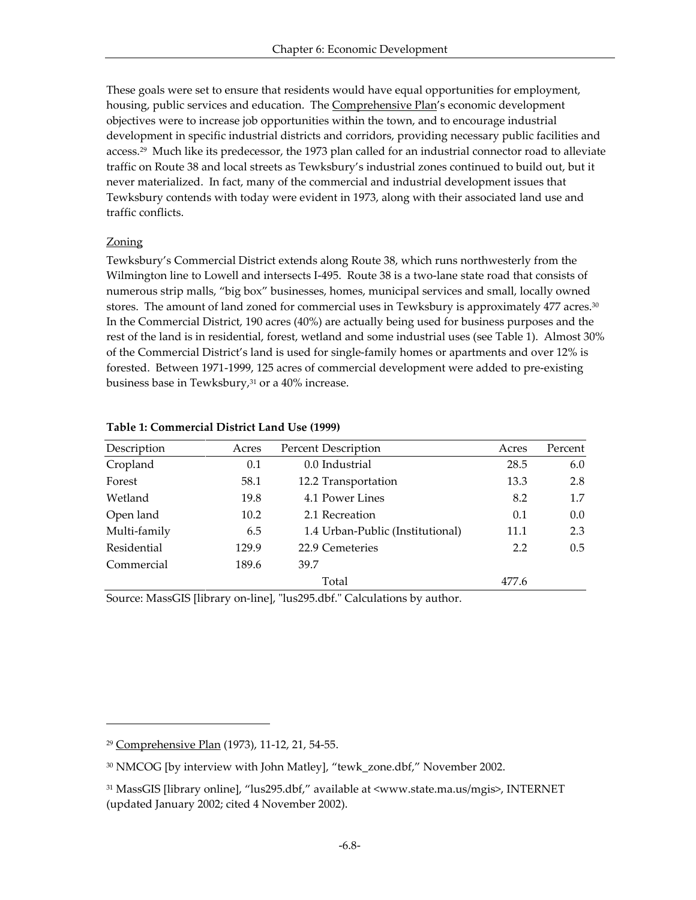These goals were set to ensure that residents would have equal opportunities for employment, housing, public services and education. The Comprehensive Plan's economic development objectives were to increase job opportunities within the town, and to encourage industrial development in specific industrial districts and corridors, providing necessary public facilities and access.[29] Much like its predecessor, the 1973 plan called for an industrial connector road to alleviate traffic on Route 38 and local streets as Tewksbury's industrial zones continued to build out, but it never materialized. In fact, many of the commercial and industrial development issues that Tewksbury contends with today were evident in 1973, along with their associated land use and traffic conflicts.

## Zoning

Tewksbury's Commercial District extends along Route 38, which runs northwesterly from the Wilmington line to Lowell and intersects I-495. Route 38 is a two-lane state road that consists of numerous strip malls, "big box" businesses, homes, municipal services and small, locally owned stores. The amount of land zoned for commercial uses in Tewksbury is approximately 477 acres.[30] In the Commercial District, 190 acres (40%) are actually being used for business purposes and the rest of the land is in residential, forest, wetland and some industrial uses (see Table 1). Almost 30% of the Commercial District's land is used for single-family homes or apartments and over 12% is forested. Between 1971-1999, 125 acres of commercial development were added to pre-existing business base in Tewksbury,[31] or a 40% increase.

**Table 1: Commercial District Land Use (1999)**

| Description | Acres | Percent | Description | Acres | Percent |
|---|---|---|---|---|---|
| Cropland | 0.1 | 0.0 | Industrial | 28.5 | 6.0 |
| Forest | 58.1 | 12.2 | Transportation | 13.3 | 2.8 |
| Wetland | 19.8 | 4.1 | Power Lines | 8.2 | 1.7 |
| Open land | 10.2 | 2.1 | Recreation | 0.1 | 0.0 |
| Multi-family | 6.5 | 1.4 | Urban-Public (Institutional) | 11.1 | 2.3 |
| Residential | 129.9 | 22.9 | Cemeteries | 2.2 | 0.5 |
| Commercial | 189.6 | 39.7 | | | |
| | | | Total | 477.6 | |

Source: MassGIS [library on-line], "lus295.dbf." Calculations by author.

---

[29] Comprehensive Plan (1973), 11-12, 21, 54-55.

[30] NMCOG [by interview with John Matley], "tewk_zone.dbf," November 2002.

[31] MassGIS [library online], "lus295.dbf," available at <www.state.ma.us/mgis>, INTERNET (updated January 2002; cited 4 November 2002).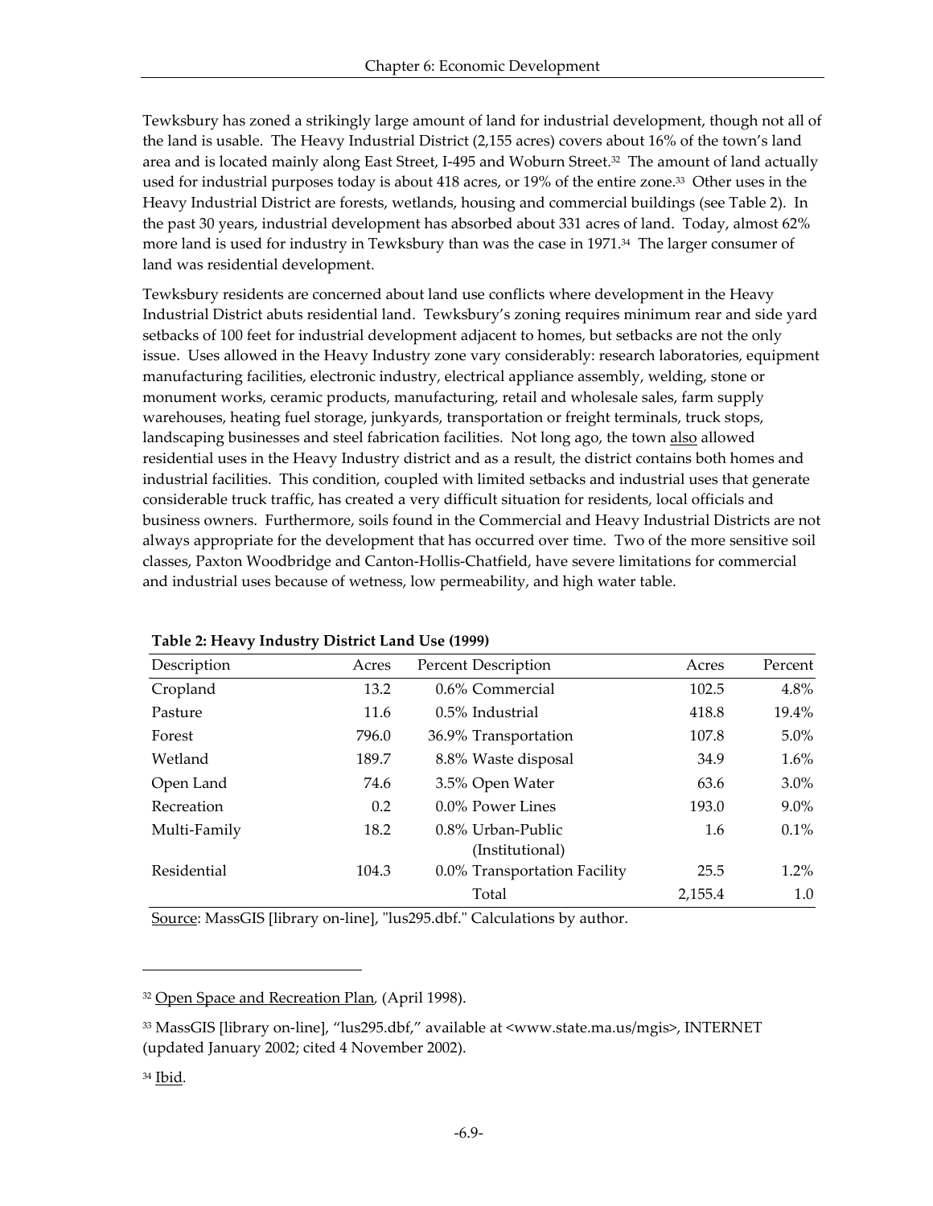Tewksbury has zoned a strikingly large amount of land for industrial development, though not all of the land is usable. The Heavy Industrial District (2,155 acres) covers about 16% of the town's land area and is located mainly along East Street, I-495 and Woburn Street.[32] The amount of land actually used for industrial purposes today is about 418 acres, or 19% of the entire zone.[33] Other uses in the Heavy Industrial District are forests, wetlands, housing and commercial buildings (see Table 2). In the past 30 years, industrial development has absorbed about 331 acres of land. Today, almost 62% more land is used for industry in Tewksbury than was the case in 1971.[34] The larger consumer of land was residential development.

Tewksbury residents are concerned about land use conflicts where development in the Heavy Industrial District abuts residential land. Tewksbury's zoning requires minimum rear and side yard setbacks of 100 feet for industrial development adjacent to homes, but setbacks are not the only issue. Uses allowed in the Heavy Industry zone vary considerably: research laboratories, equipment manufacturing facilities, electronic industry, electrical appliance assembly, welding, stone or monument works, ceramic products, manufacturing, retail and wholesale sales, farm supply warehouses, heating fuel storage, junkyards, transportation or freight terminals, truck stops, landscaping businesses and steel fabrication facilities. Not long ago, the town <u>also</u> allowed residential uses in the Heavy Industry district and as a result, the district contains both homes and industrial facilities. This condition, coupled with limited setbacks and industrial uses that generate considerable truck traffic, has created a very difficult situation for residents, local officials and business owners. Furthermore, soils found in the Commercial and Heavy Industrial Districts are not always appropriate for the development that has occurred over time. Two of the more sensitive soil classes, Paxton Woodbridge and Canton-Hollis-Chatfield, have severe limitations for commercial and industrial uses because of wetness, low permeability, and high water table.

**Table 2: Heavy Industry District Land Use (1999)**

| Description | Acres | Percent | Description | Acres | Percent |
|---|---|---|---|---|---|
| Cropland | 13.2 | 0.6% | Commercial | 102.5 | 4.8% |
| Pasture | 11.6 | 0.5% | Industrial | 418.8 | 19.4% |
| Forest | 796.0 | 36.9% | Transportation | 107.8 | 5.0% |
| Wetland | 189.7 | 8.8% | Waste disposal | 34.9 | 1.6% |
| Open Land | 74.6 | 3.5% | Open Water | 63.6 | 3.0% |
| Recreation | 0.2 | 0.0% | Power Lines | 193.0 | 9.0% |
| Multi-Family | 18.2 | 0.8% | Urban-Public (Institutional) | 1.6 | 0.1% |
| Residential | 104.3 | 0.0% | Transportation Facility | 25.5 | 1.2% |
| | | | Total | 2,155.4 | 1.0 |

<u>Source</u>: MassGIS [library on-line], "lus295.dbf." Calculations by author.

---

[32] <u>Open Space and Recreation Plan</u>, (April 1998).

[33] MassGIS [library on-line], "lus295.dbf," available at <www.state.ma.us/mgis>, INTERNET (updated January 2002; cited 4 November 2002).

[34] <u>Ibid</u>.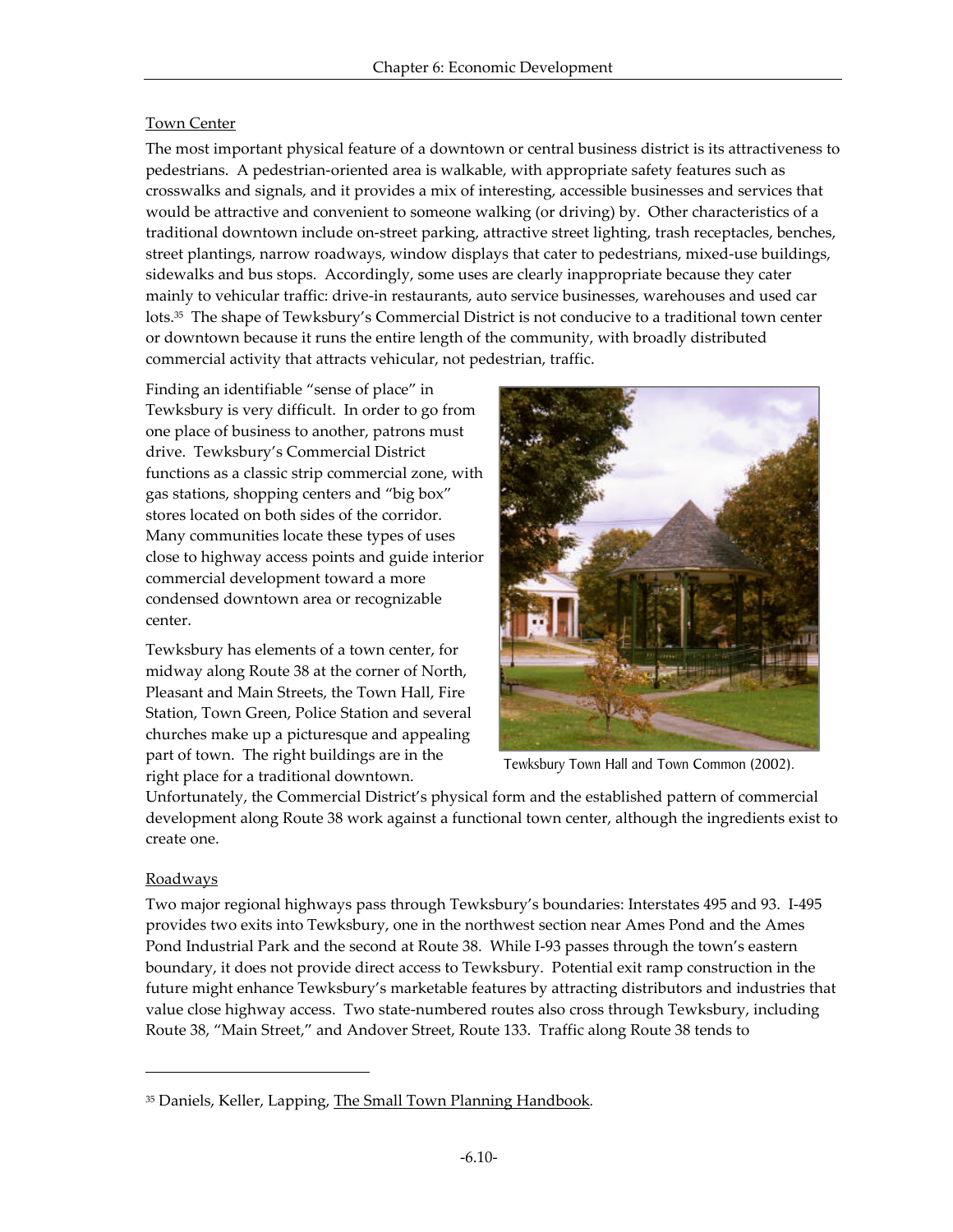## Town Center

The most important physical feature of a downtown or central business district is its attractiveness to pedestrians. A pedestrian-oriented area is walkable, with appropriate safety features such as crosswalks and signals, and it provides a mix of interesting, accessible businesses and services that would be attractive and convenient to someone walking (or driving) by. Other characteristics of a traditional downtown include on-street parking, attractive street lighting, trash receptacles, benches, street plantings, narrow roadways, window displays that cater to pedestrians, mixed-use buildings, sidewalks and bus stops. Accordingly, some uses are clearly inappropriate because they cater mainly to vehicular traffic: drive-in restaurants, auto service businesses, warehouses and used car lots.[35] The shape of Tewksbury's Commercial District is not conducive to a traditional town center or downtown because it runs the entire length of the community, with broadly distributed commercial activity that attracts vehicular, not pedestrian, traffic.

Finding an identifiable "sense of place" in Tewksbury is very difficult. In order to go from one place of business to another, patrons must drive. Tewksbury's Commercial District functions as a classic strip commercial zone, with gas stations, shopping centers and "big box" stores located on both sides of the corridor. Many communities locate these types of uses close to highway access points and guide interior commercial development toward a more condensed downtown area or recognizable center.

Tewksbury has elements of a town center, for midway along Route 38 at the corner of North, Pleasant and Main Streets, the Town Hall, Fire Station, Town Green, Police Station and several churches make up a picturesque and appealing part of town. The right buildings are in the right place for a traditional downtown. Unfortunately, the Commercial District's physical form and the established pattern of commercial development along Route 38 work against a functional town center, although the ingredients exist to create one.

Tewksbury Town Hall and Town Common (2002).

## Roadways

Two major regional highways pass through Tewksbury's boundaries: Interstates 495 and 93. I-495 provides two exits into Tewksbury, one in the northwest section near Ames Pond and the Ames Pond Industrial Park and the second at Route 38. While I-93 passes through the town's eastern boundary, it does not provide direct access to Tewksbury. Potential exit ramp construction in the future might enhance Tewksbury's marketable features by attracting distributors and industries that value close highway access. Two state-numbered routes also cross through Tewksbury, including Route 38, "Main Street," and Andover Street, Route 133. Traffic along Route 38 tends to

---

[35] Daniels, Keller, Lapping, The Small Town Planning Handbook.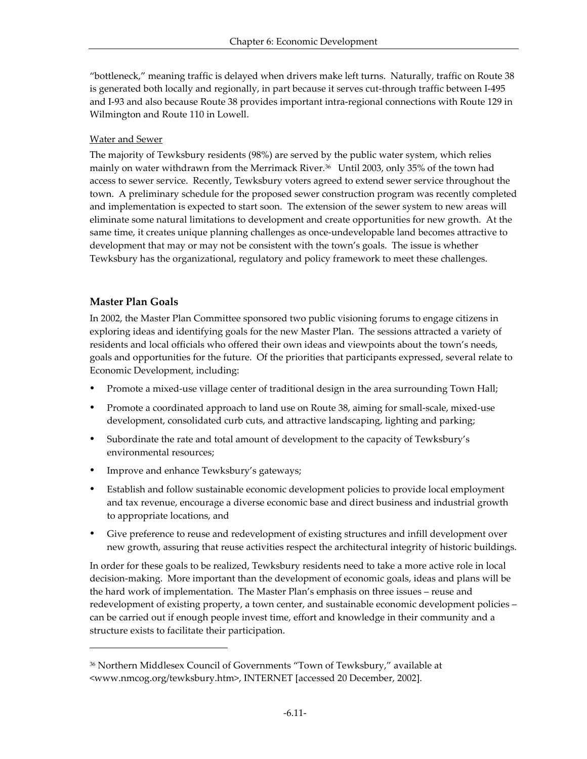"bottleneck," meaning traffic is delayed when drivers make left turns. Naturally, traffic on Route 38 is generated both locally and regionally, in part because it serves cut-through traffic between I-495 and I-93 and also because Route 38 provides important intra-regional connections with Route 129 in Wilmington and Route 110 in Lowell.

Water and Sewer

The majority of Tewksbury residents (98%) are served by the public water system, which relies mainly on water withdrawn from the Merrimack River.[36] Until 2003, only 35% of the town had access to sewer service. Recently, Tewksbury voters agreed to extend sewer service throughout the town. A preliminary schedule for the proposed sewer construction program was recently completed and implementation is expected to start soon. The extension of the sewer system to new areas will eliminate some natural limitations to development and create opportunities for new growth. At the same time, it creates unique planning challenges as once-undevelopable land becomes attractive to development that may or may not be consistent with the town's goals. The issue is whether Tewksbury has the organizational, regulatory and policy framework to meet these challenges.

### Master Plan Goals

In 2002, the Master Plan Committee sponsored two public visioning forums to engage citizens in exploring ideas and identifying goals for the new Master Plan. The sessions attracted a variety of residents and local officials who offered their own ideas and viewpoints about the town's needs, goals and opportunities for the future. Of the priorities that participants expressed, several relate to Economic Development, including:

- Promote a mixed-use village center of traditional design in the area surrounding Town Hall;
- Promote a coordinated approach to land use on Route 38, aiming for small-scale, mixed-use development, consolidated curb cuts, and attractive landscaping, lighting and parking;
- Subordinate the rate and total amount of development to the capacity of Tewksbury's environmental resources;
- Improve and enhance Tewksbury's gateways;
- Establish and follow sustainable economic development policies to provide local employment and tax revenue, encourage a diverse economic base and direct business and industrial growth to appropriate locations, and
- Give preference to reuse and redevelopment of existing structures and infill development over new growth, assuring that reuse activities respect the architectural integrity of historic buildings.

In order for these goals to be realized, Tewksbury residents need to take a more active role in local decision-making. More important than the development of economic goals, ideas and plans will be the hard work of implementation. The Master Plan's emphasis on three issues – reuse and redevelopment of existing property, a town center, and sustainable economic development policies – can be carried out if enough people invest time, effort and knowledge in their community and a structure exists to facilitate their participation.

---

[36] Northern Middlesex Council of Governments "Town of Tewksbury," available at <www.nmcog.org/tewksbury.htm>, INTERNET [accessed 20 December, 2002].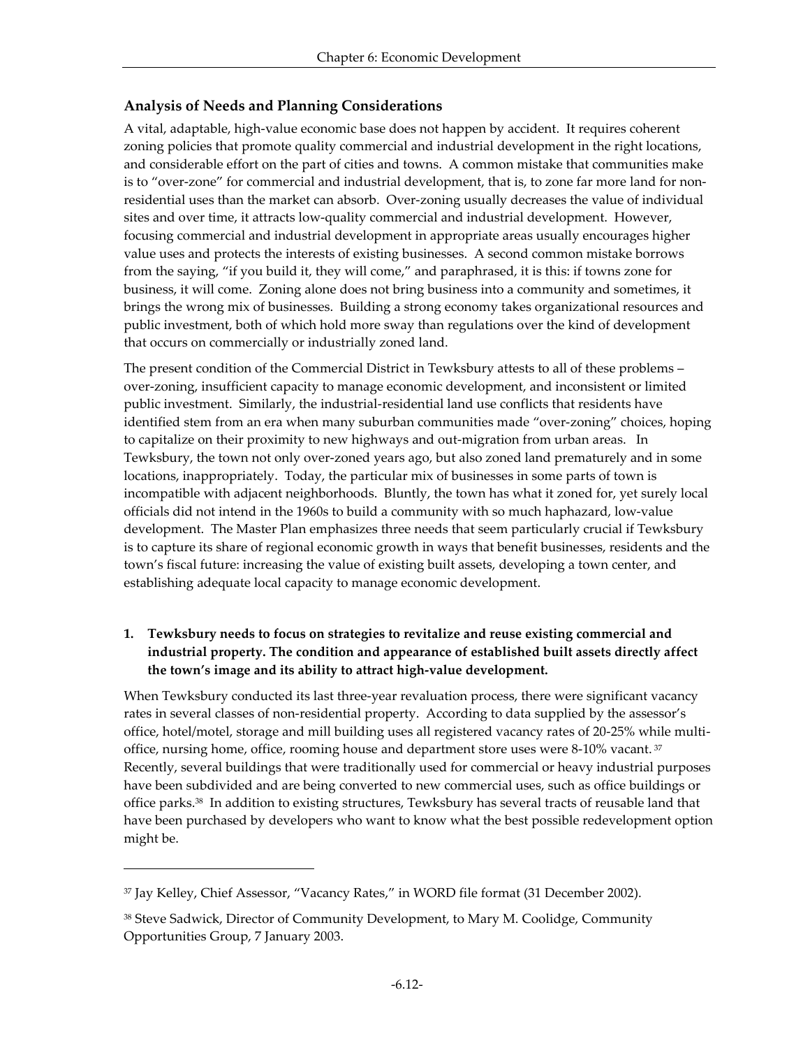## Analysis of Needs and Planning Considerations

A vital, adaptable, high-value economic base does not happen by accident. It requires coherent zoning policies that promote quality commercial and industrial development in the right locations, and considerable effort on the part of cities and towns. A common mistake that communities make is to "over-zone" for commercial and industrial development, that is, to zone far more land for non-residential uses than the market can absorb. Over-zoning usually decreases the value of individual sites and over time, it attracts low-quality commercial and industrial development. However, focusing commercial and industrial development in appropriate areas usually encourages higher value uses and protects the interests of existing businesses. A second common mistake borrows from the saying, "if you build it, they will come," and paraphrased, it is this: if towns zone for business, it will come. Zoning alone does not bring business into a community and sometimes, it brings the wrong mix of businesses. Building a strong economy takes organizational resources and public investment, both of which hold more sway than regulations over the kind of development that occurs on commercially or industrially zoned land.

The present condition of the Commercial District in Tewksbury attests to all of these problems – over-zoning, insufficient capacity to manage economic development, and inconsistent or limited public investment. Similarly, the industrial-residential land use conflicts that residents have identified stem from an era when many suburban communities made "over-zoning" choices, hoping to capitalize on their proximity to new highways and out-migration from urban areas. In Tewksbury, the town not only over-zoned years ago, but also zoned land prematurely and in some locations, inappropriately. Today, the particular mix of businesses in some parts of town is incompatible with adjacent neighborhoods. Bluntly, the town has what it zoned for, yet surely local officials did not intend in the 1960s to build a community with so much haphazard, low-value development. The Master Plan emphasizes three needs that seem particularly crucial if Tewksbury is to capture its share of regional economic growth in ways that benefit businesses, residents and the town's fiscal future: increasing the value of existing built assets, developing a town center, and establishing adequate local capacity to manage economic development.

1. **Tewksbury needs to focus on strategies to revitalize and reuse existing commercial and industrial property. The condition and appearance of established built assets directly affect the town's image and its ability to attract high-value development.**

When Tewksbury conducted its last three-year revaluation process, there were significant vacancy rates in several classes of non-residential property. According to data supplied by the assessor's office, hotel/motel, storage and mill building uses all registered vacancy rates of 20-25% while multi-office, nursing home, office, rooming house and department store uses were 8-10% vacant.[37] Recently, several buildings that were traditionally used for commercial or heavy industrial purposes have been subdivided and are being converted to new commercial uses, such as office buildings or office parks.[38] In addition to existing structures, Tewksbury has several tracts of reusable land that have been purchased by developers who want to know what the best possible redevelopment option might be.

---

[37] Jay Kelley, Chief Assessor, "Vacancy Rates," in WORD file format (31 December 2002).

[38] Steve Sadwick, Director of Community Development, to Mary M. Coolidge, Community Opportunities Group, 7 January 2003.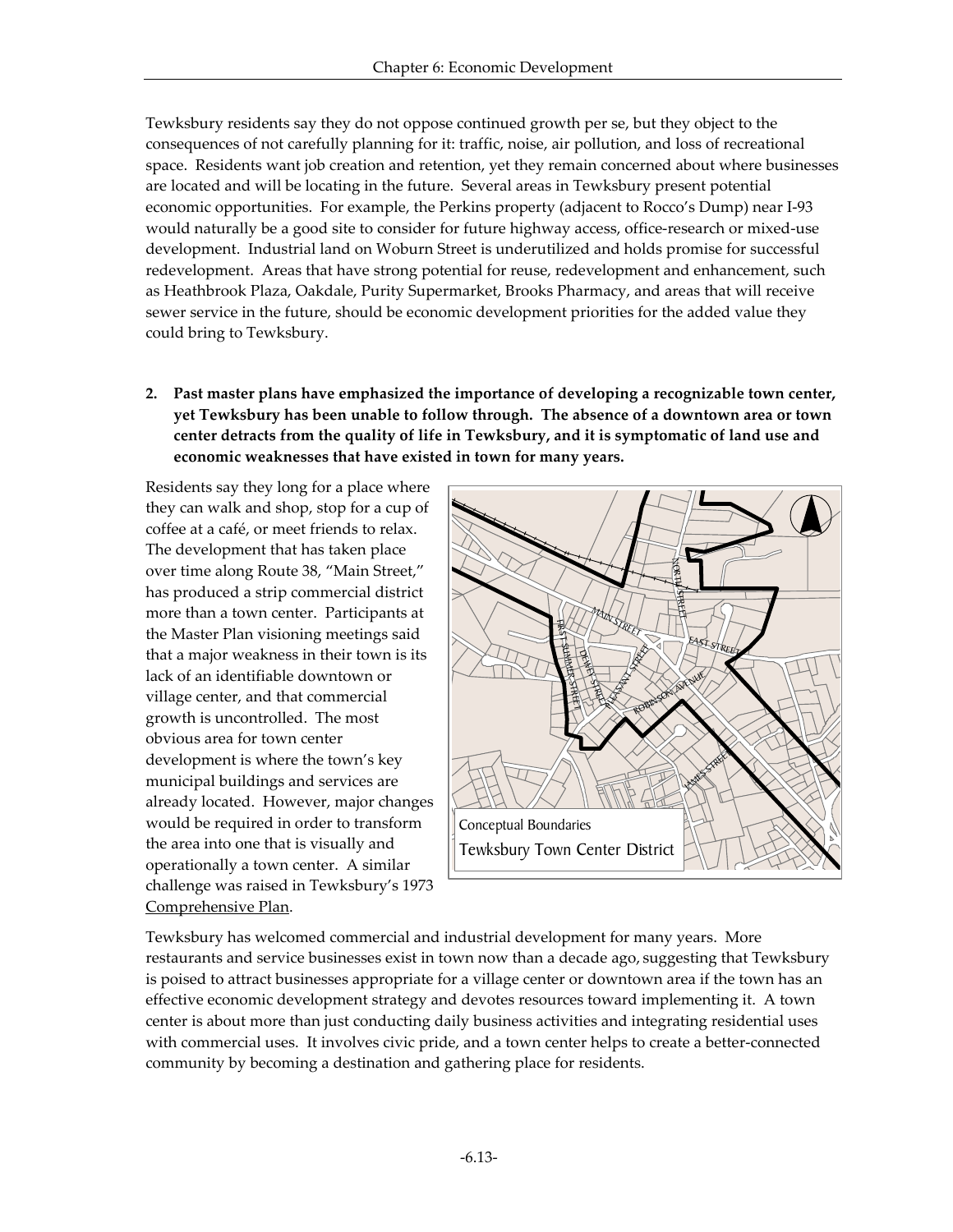Tewksbury residents say they do not oppose continued growth per se, but they object to the consequences of not carefully planning for it: traffic, noise, air pollution, and loss of recreational space. Residents want job creation and retention, yet they remain concerned about where businesses are located and will be locating in the future. Several areas in Tewksbury present potential economic opportunities. For example, the Perkins property (adjacent to Rocco's Dump) near I-93 would naturally be a good site to consider for future highway access, office-research or mixed-use development. Industrial land on Woburn Street is underutilized and holds promise for successful redevelopment. Areas that have strong potential for reuse, redevelopment and enhancement, such as Heathbrook Plaza, Oakdale, Purity Supermarket, Brooks Pharmacy, and areas that will receive sewer service in the future, should be economic development priorities for the added value they could bring to Tewksbury.

2. **Past master plans have emphasized the importance of developing a recognizable town center, yet Tewksbury has been unable to follow through. The absence of a downtown area or town center detracts from the quality of life in Tewksbury, and it is symptomatic of land use and economic weaknesses that have existed in town for many years.**

Residents say they long for a place where they can walk and shop, stop for a cup of coffee at a café, or meet friends to relax. The development that has taken place over time along Route 38, "Main Street," has produced a strip commercial district more than a town center. Participants at the Master Plan visioning meetings said that a major weakness in their town is its lack of an identifiable downtown or village center, and that commercial growth is uncontrolled. The most obvious area for town center development is where the town's key municipal buildings and services are already located. However, major changes would be required in order to transform the area into one that is visually and operationally a town center. A similar challenge was raised in Tewksbury's 1973 Comprehensive Plan.

Conceptual Boundaries
Tewksbury Town Center District

Tewksbury has welcomed commercial and industrial development for many years. More restaurants and service businesses exist in town now than a decade ago, suggesting that Tewksbury is poised to attract businesses appropriate for a village center or downtown area if the town has an effective economic development strategy and devotes resources toward implementing it. A town center is about more than just conducting daily business activities and integrating residential uses with commercial uses. It involves civic pride, and a town center helps to create a better-connected community by becoming a destination and gathering place for residents.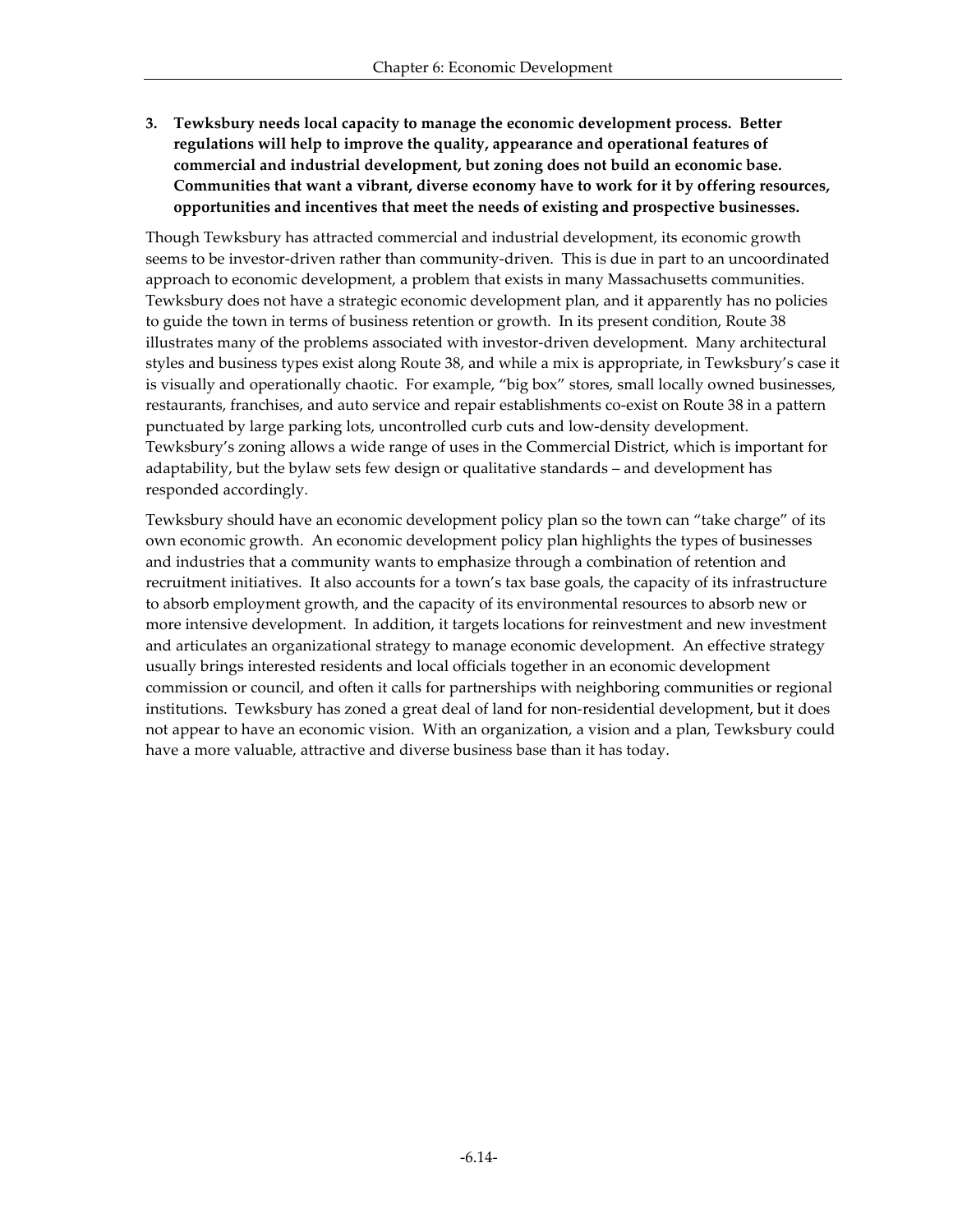**3. Tewksbury needs local capacity to manage the economic development process. Better regulations will help to improve the quality, appearance and operational features of commercial and industrial development, but zoning does not build an economic base. Communities that want a vibrant, diverse economy have to work for it by offering resources, opportunities and incentives that meet the needs of existing and prospective businesses.**

Though Tewksbury has attracted commercial and industrial development, its economic growth seems to be investor-driven rather than community-driven. This is due in part to an uncoordinated approach to economic development, a problem that exists in many Massachusetts communities. Tewksbury does not have a strategic economic development plan, and it apparently has no policies to guide the town in terms of business retention or growth. In its present condition, Route 38 illustrates many of the problems associated with investor-driven development. Many architectural styles and business types exist along Route 38, and while a mix is appropriate, in Tewksbury's case it is visually and operationally chaotic. For example, "big box" stores, small locally owned businesses, restaurants, franchises, and auto service and repair establishments co-exist on Route 38 in a pattern punctuated by large parking lots, uncontrolled curb cuts and low-density development. Tewksbury's zoning allows a wide range of uses in the Commercial District, which is important for adaptability, but the bylaw sets few design or qualitative standards – and development has responded accordingly.

Tewksbury should have an economic development policy plan so the town can "take charge" of its own economic growth. An economic development policy plan highlights the types of businesses and industries that a community wants to emphasize through a combination of retention and recruitment initiatives. It also accounts for a town's tax base goals, the capacity of its infrastructure to absorb employment growth, and the capacity of its environmental resources to absorb new or more intensive development. In addition, it targets locations for reinvestment and new investment and articulates an organizational strategy to manage economic development. An effective strategy usually brings interested residents and local officials together in an economic development commission or council, and often it calls for partnerships with neighboring communities or regional institutions. Tewksbury has zoned a great deal of land for non-residential development, but it does not appear to have an economic vision. With an organization, a vision and a plan, Tewksbury could have a more valuable, attractive and diverse business base than it has today.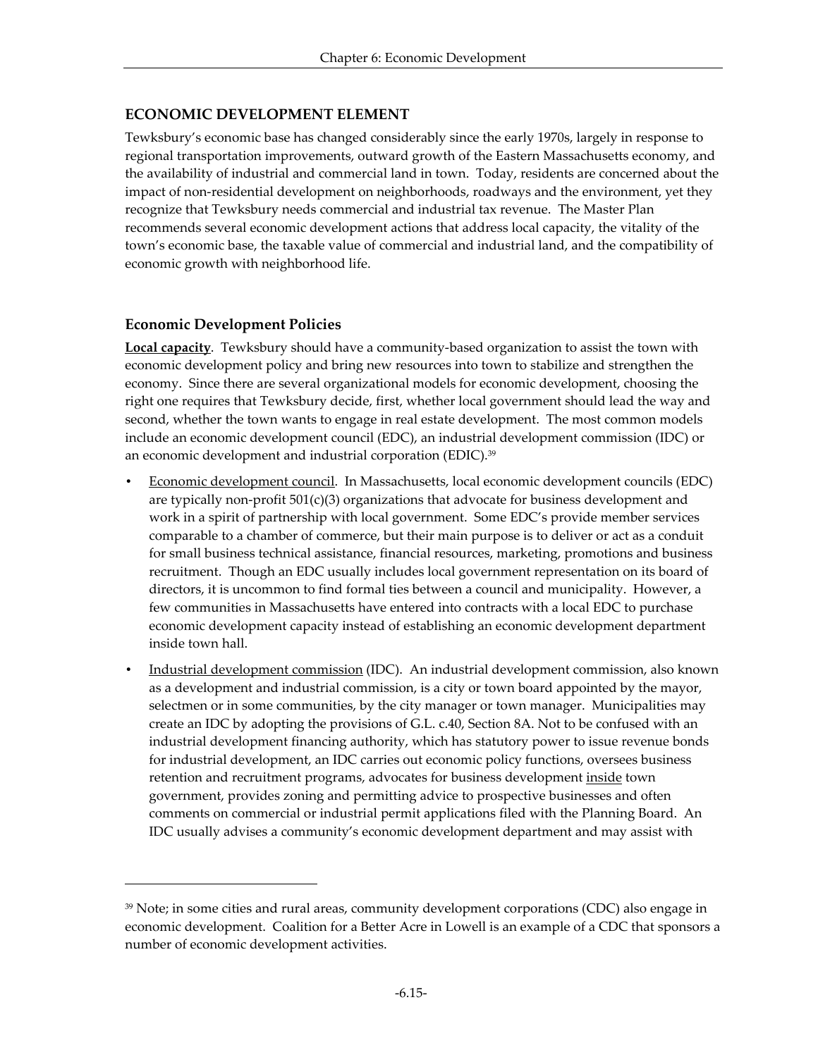## ECONOMIC DEVELOPMENT ELEMENT

Tewksbury's economic base has changed considerably since the early 1970s, largely in response to regional transportation improvements, outward growth of the Eastern Massachusetts economy, and the availability of industrial and commercial land in town. Today, residents are concerned about the impact of non-residential development on neighborhoods, roadways and the environment, yet they recognize that Tewksbury needs commercial and industrial tax revenue. The Master Plan recommends several economic development actions that address local capacity, the vitality of the town's economic base, the taxable value of commercial and industrial land, and the compatibility of economic growth with neighborhood life.

### Economic Development Policies

**Local capacity**. Tewksbury should have a community-based organization to assist the town with economic development policy and bring new resources into town to stabilize and strengthen the economy. Since there are several organizational models for economic development, choosing the right one requires that Tewksbury decide, first, whether local government should lead the way and second, whether the town wants to engage in real estate development. The most common models include an economic development council (EDC), an industrial development commission (IDC) or an economic development and industrial corporation (EDIC).[39]

- Economic development council. In Massachusetts, local economic development councils (EDC) are typically non-profit 501(c)(3) organizations that advocate for business development and work in a spirit of partnership with local government. Some EDC's provide member services comparable to a chamber of commerce, but their main purpose is to deliver or act as a conduit for small business technical assistance, financial resources, marketing, promotions and business recruitment. Though an EDC usually includes local government representation on its board of directors, it is uncommon to find formal ties between a council and municipality. However, a few communities in Massachusetts have entered into contracts with a local EDC to purchase economic development capacity instead of establishing an economic development department inside town hall.
- Industrial development commission (IDC). An industrial development commission, also known as a development and industrial commission, is a city or town board appointed by the mayor, selectmen or in some communities, by the city manager or town manager. Municipalities may create an IDC by adopting the provisions of G.L. c.40, Section 8A. Not to be confused with an industrial development financing authority, which has statutory power to issue revenue bonds for industrial development, an IDC carries out economic policy functions, oversees business retention and recruitment programs, advocates for business development inside town government, provides zoning and permitting advice to prospective businesses and often comments on commercial or industrial permit applications filed with the Planning Board. An IDC usually advises a community's economic development department and may assist with

[39] Note; in some cities and rural areas, community development corporations (CDC) also engage in economic development. Coalition for a Better Acre in Lowell is an example of a CDC that sponsors a number of economic development activities.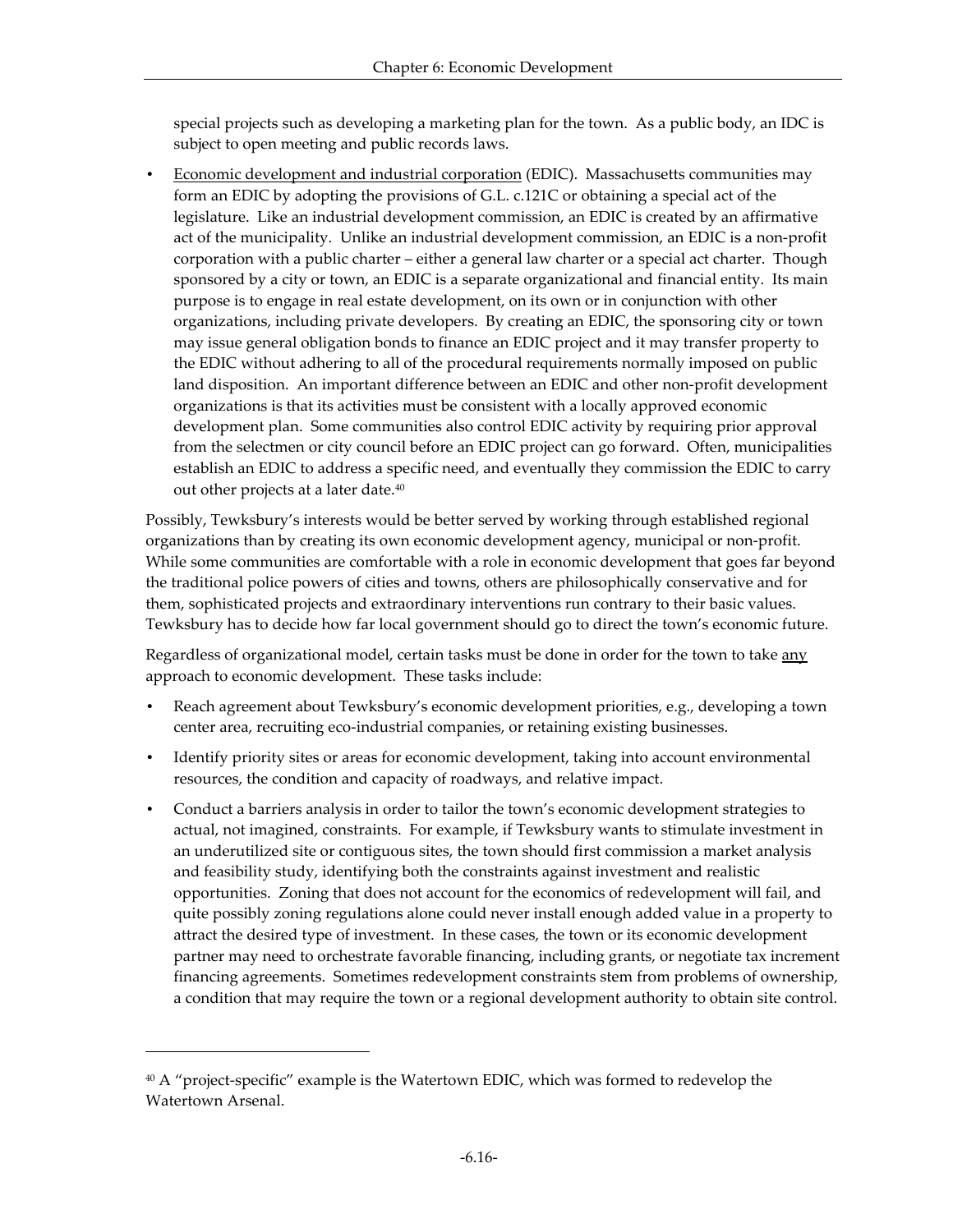special projects such as developing a marketing plan for the town. As a public body, an IDC is subject to open meeting and public records laws.

- Economic development and industrial corporation (EDIC). Massachusetts communities may form an EDIC by adopting the provisions of G.L. c.121C or obtaining a special act of the legislature. Like an industrial development commission, an EDIC is created by an affirmative act of the municipality. Unlike an industrial development commission, an EDIC is a non-profit corporation with a public charter – either a general law charter or a special act charter. Though sponsored by a city or town, an EDIC is a separate organizational and financial entity. Its main purpose is to engage in real estate development, on its own or in conjunction with other organizations, including private developers. By creating an EDIC, the sponsoring city or town may issue general obligation bonds to finance an EDIC project and it may transfer property to the EDIC without adhering to all of the procedural requirements normally imposed on public land disposition. An important difference between an EDIC and other non-profit development organizations is that its activities must be consistent with a locally approved economic development plan. Some communities also control EDIC activity by requiring prior approval from the selectmen or city council before an EDIC project can go forward. Often, municipalities establish an EDIC to address a specific need, and eventually they commission the EDIC to carry out other projects at a later date.[40]

Possibly, Tewksbury's interests would be better served by working through established regional organizations than by creating its own economic development agency, municipal or non-profit. While some communities are comfortable with a role in economic development that goes far beyond the traditional police powers of cities and towns, others are philosophically conservative and for them, sophisticated projects and extraordinary interventions run contrary to their basic values. Tewksbury has to decide how far local government should go to direct the town's economic future.

Regardless of organizational model, certain tasks must be done in order for the town to take any approach to economic development. These tasks include:

- Reach agreement about Tewksbury's economic development priorities, e.g., developing a town center area, recruiting eco-industrial companies, or retaining existing businesses.
- Identify priority sites or areas for economic development, taking into account environmental resources, the condition and capacity of roadways, and relative impact.
- Conduct a barriers analysis in order to tailor the town's economic development strategies to actual, not imagined, constraints. For example, if Tewksbury wants to stimulate investment in an underutilized site or contiguous sites, the town should first commission a market analysis and feasibility study, identifying both the constraints against investment and realistic opportunities. Zoning that does not account for the economics of redevelopment will fail, and quite possibly zoning regulations alone could never install enough added value in a property to attract the desired type of investment. In these cases, the town or its economic development partner may need to orchestrate favorable financing, including grants, or negotiate tax increment financing agreements. Sometimes redevelopment constraints stem from problems of ownership, a condition that may require the town or a regional development authority to obtain site control.

---

[40] A "project-specific" example is the Watertown EDIC, which was formed to redevelop the Watertown Arsenal.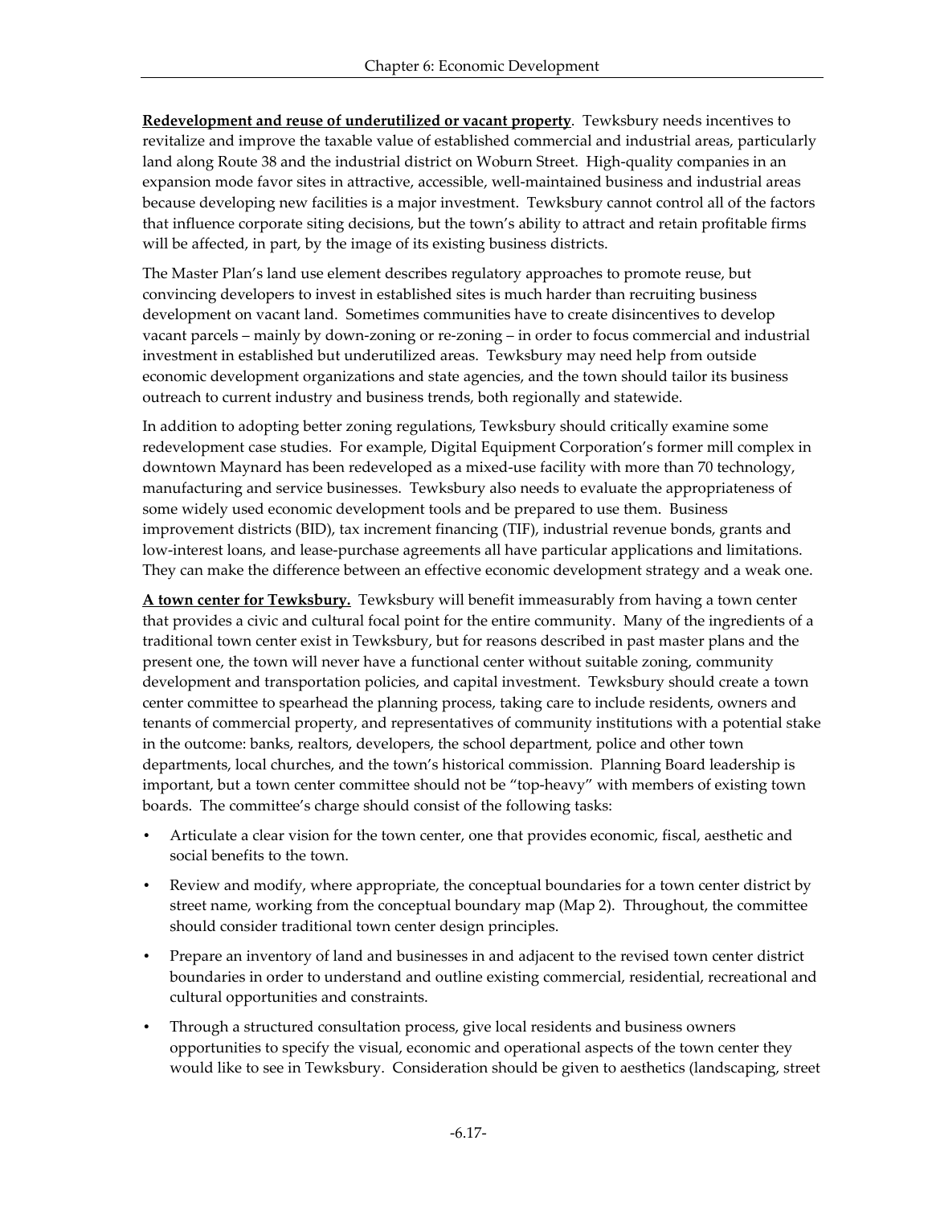**Redevelopment and reuse of underutilized or vacant property**. Tewksbury needs incentives to revitalize and improve the taxable value of established commercial and industrial areas, particularly land along Route 38 and the industrial district on Woburn Street. High-quality companies in an expansion mode favor sites in attractive, accessible, well-maintained business and industrial areas because developing new facilities is a major investment. Tewksbury cannot control all of the factors that influence corporate siting decisions, but the town's ability to attract and retain profitable firms will be affected, in part, by the image of its existing business districts.

The Master Plan's land use element describes regulatory approaches to promote reuse, but convincing developers to invest in established sites is much harder than recruiting business development on vacant land. Sometimes communities have to create disincentives to develop vacant parcels – mainly by down-zoning or re-zoning – in order to focus commercial and industrial investment in established but underutilized areas. Tewksbury may need help from outside economic development organizations and state agencies, and the town should tailor its business outreach to current industry and business trends, both regionally and statewide.

In addition to adopting better zoning regulations, Tewksbury should critically examine some redevelopment case studies. For example, Digital Equipment Corporation's former mill complex in downtown Maynard has been redeveloped as a mixed-use facility with more than 70 technology, manufacturing and service businesses. Tewksbury also needs to evaluate the appropriateness of some widely used economic development tools and be prepared to use them. Business improvement districts (BID), tax increment financing (TIF), industrial revenue bonds, grants and low-interest loans, and lease-purchase agreements all have particular applications and limitations. They can make the difference between an effective economic development strategy and a weak one.

**A town center for Tewksbury.** Tewksbury will benefit immeasurably from having a town center that provides a civic and cultural focal point for the entire community. Many of the ingredients of a traditional town center exist in Tewksbury, but for reasons described in past master plans and the present one, the town will never have a functional center without suitable zoning, community development and transportation policies, and capital investment. Tewksbury should create a town center committee to spearhead the planning process, taking care to include residents, owners and tenants of commercial property, and representatives of community institutions with a potential stake in the outcome: banks, realtors, developers, the school department, police and other town departments, local churches, and the town's historical commission. Planning Board leadership is important, but a town center committee should not be "top-heavy" with members of existing town boards. The committee's charge should consist of the following tasks:

- Articulate a clear vision for the town center, one that provides economic, fiscal, aesthetic and social benefits to the town.
- Review and modify, where appropriate, the conceptual boundaries for a town center district by street name, working from the conceptual boundary map (Map 2). Throughout, the committee should consider traditional town center design principles.
- Prepare an inventory of land and businesses in and adjacent to the revised town center district boundaries in order to understand and outline existing commercial, residential, recreational and cultural opportunities and constraints.
- Through a structured consultation process, give local residents and business owners opportunities to specify the visual, economic and operational aspects of the town center they would like to see in Tewksbury. Consideration should be given to aesthetics (landscaping, street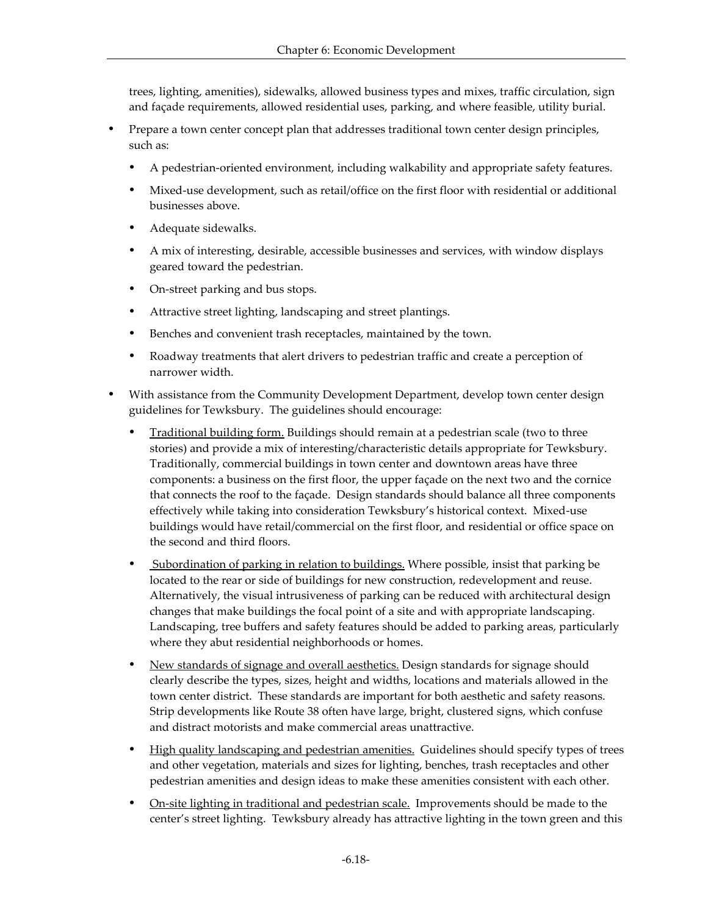trees, lighting, amenities), sidewalks, allowed business types and mixes, traffic circulation, sign and façade requirements, allowed residential uses, parking, and where feasible, utility burial.

- Prepare a town center concept plan that addresses traditional town center design principles, such as:
  - A pedestrian-oriented environment, including walkability and appropriate safety features.
  - Mixed-use development, such as retail/office on the first floor with residential or additional businesses above.
  - Adequate sidewalks.
  - A mix of interesting, desirable, accessible businesses and services, with window displays geared toward the pedestrian.
  - On-street parking and bus stops.
  - Attractive street lighting, landscaping and street plantings.
  - Benches and convenient trash receptacles, maintained by the town.
  - Roadway treatments that alert drivers to pedestrian traffic and create a perception of narrower width.
- With assistance from the Community Development Department, develop town center design guidelines for Tewksbury. The guidelines should encourage:
  - <u>Traditional building form.</u> Buildings should remain at a pedestrian scale (two to three stories) and provide a mix of interesting/characteristic details appropriate for Tewksbury. Traditionally, commercial buildings in town center and downtown areas have three components: a business on the first floor, the upper façade on the next two and the cornice that connects the roof to the façade. Design standards should balance all three components effectively while taking into consideration Tewksbury's historical context. Mixed-use buildings would have retail/commercial on the first floor, and residential or office space on the second and third floors.
  - <u>Subordination of parking in relation to buildings.</u> Where possible, insist that parking be located to the rear or side of buildings for new construction, redevelopment and reuse. Alternatively, the visual intrusiveness of parking can be reduced with architectural design changes that make buildings the focal point of a site and with appropriate landscaping. Landscaping, tree buffers and safety features should be added to parking areas, particularly where they abut residential neighborhoods or homes.
  - <u>New standards of signage and overall aesthetics.</u> Design standards for signage should clearly describe the types, sizes, height and widths, locations and materials allowed in the town center district. These standards are important for both aesthetic and safety reasons. Strip developments like Route 38 often have large, bright, clustered signs, which confuse and distract motorists and make commercial areas unattractive.
  - <u>High quality landscaping and pedestrian amenities.</u> Guidelines should specify types of trees and other vegetation, materials and sizes for lighting, benches, trash receptacles and other pedestrian amenities and design ideas to make these amenities consistent with each other.
  - <u>On-site lighting in traditional and pedestrian scale.</u> Improvements should be made to the center's street lighting. Tewksbury already has attractive lighting in the town green and this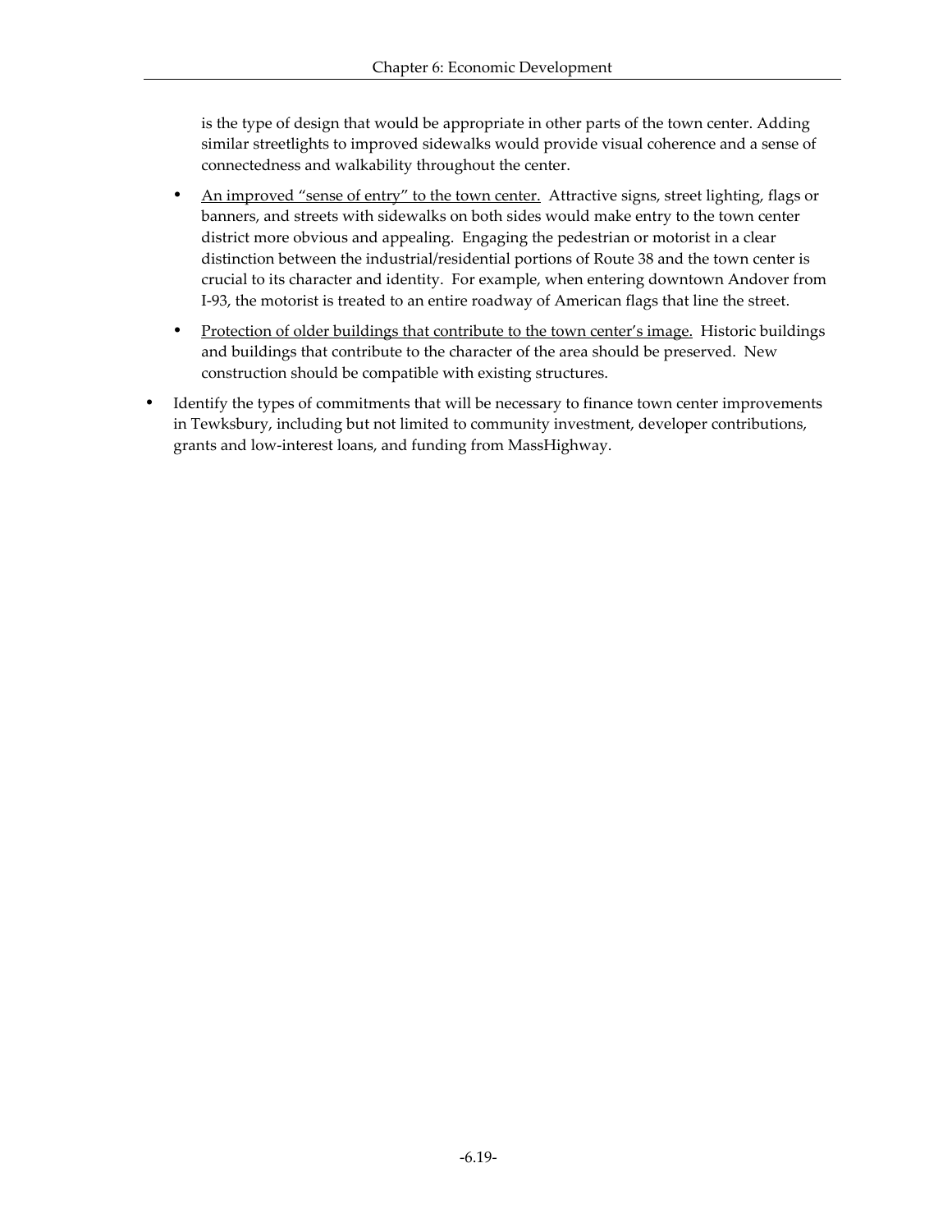is the type of design that would be appropriate in other parts of the town center. Adding similar streetlights to improved sidewalks would provide visual coherence and a sense of connectedness and walkability throughout the center.

  - <u>An improved “sense of entry” to the town center.</u> Attractive signs, street lighting, flags or banners, and streets with sidewalks on both sides would make entry to the town center district more obvious and appealing. Engaging the pedestrian or motorist in a clear distinction between the industrial/residential portions of Route 38 and the town center is crucial to its character and identity. For example, when entering downtown Andover from I-93, the motorist is treated to an entire roadway of American flags that line the street.
  - <u>Protection of older buildings that contribute to the town center’s image.</u> Historic buildings and buildings that contribute to the character of the area should be preserved. New construction should be compatible with existing structures.

- Identify the types of commitments that will be necessary to finance town center improvements in Tewksbury, including but not limited to community investment, developer contributions, grants and low-interest loans, and funding from MassHighway.